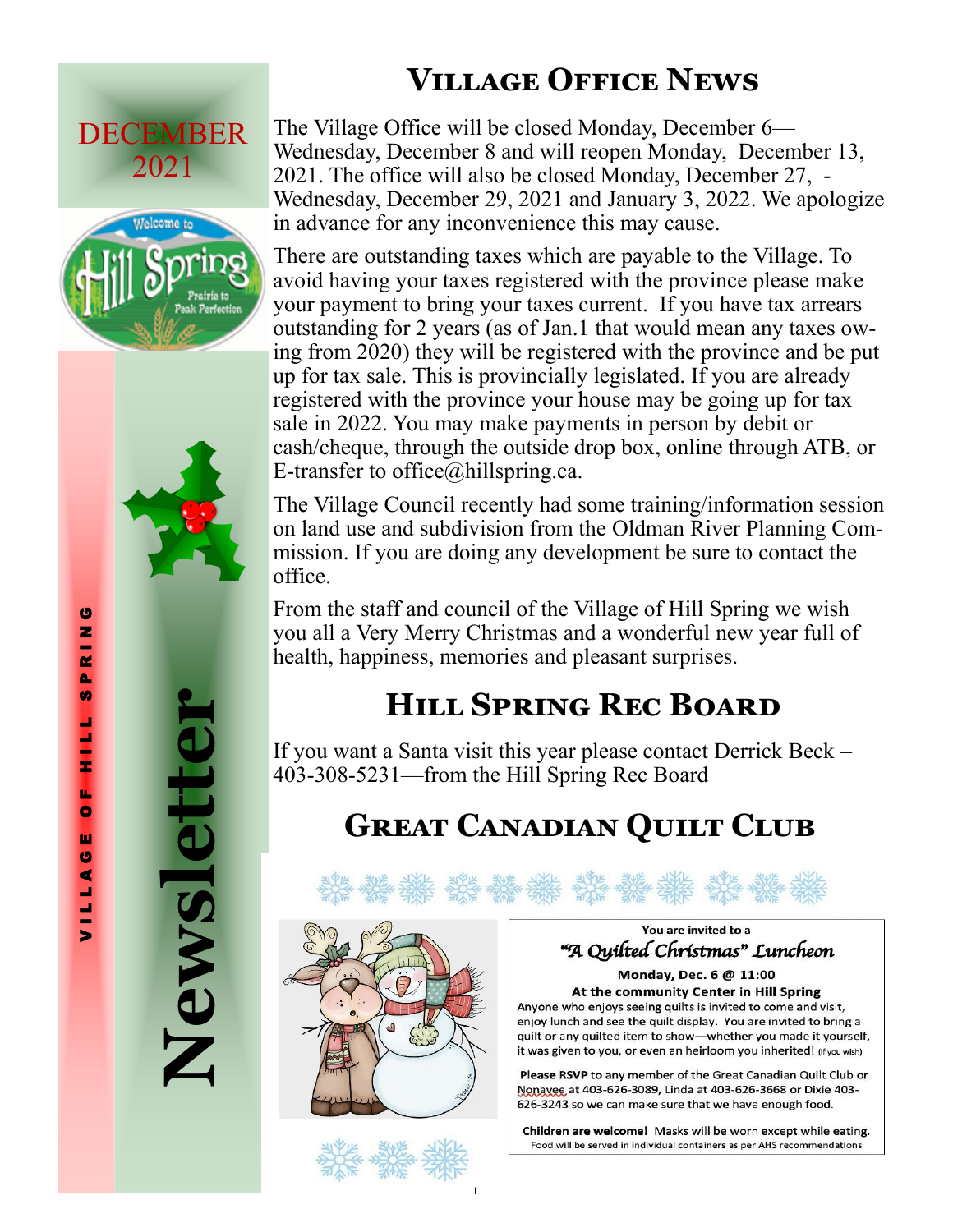DECEMBER 2021

VILLAGE OF HILL SPRING

# Newsletter

## Village Office News

The Village Office will be closed Monday, December 6—Wednesday, December 8 and will reopen Monday, December 13, 2021. The office will also be closed Monday, December 27, - Wednesday, December 29, 2021 and January 3, 2022. We apologize in advance for any inconvenience this may cause.

There are outstanding taxes which are payable to the Village. To avoid having your taxes registered with the province please make your payment to bring your taxes current. If you have tax arrears outstanding for 2 years (as of Jan.1 that would mean any taxes owing from 2020) they will be registered with the province and be put up for tax sale. This is provincially legislated. If you are already registered with the province your house may be going up for tax sale in 2022. You may make payments in person by debit or cash/cheque, through the outside drop box, online through ATB, or E-transfer to office@hillspring.ca.

The Village Council recently had some training/information session on land use and subdivision from the Oldman River Planning Commission. If you are doing any development be sure to contact the office.

From the staff and council of the Village of Hill Spring we wish you all a Very Merry Christmas and a wonderful new year full of health, happiness, memories and pleasant surprises.

## Hill Spring Rec Board

If you want a Santa visit this year please contact Derrick Beck – 403-308-5231—from the Hill Spring Rec Board

## Great Canadian Quilt Club

You are invited to a

*"A Quilted Christmas" Luncheon*

**Monday, Dec. 6 @ 11:00**

**At the community Center in Hill Spring**

Anyone who enjoys seeing quilts is invited to come and visit, enjoy lunch and see the quilt display. You are invited to bring a quilt or any quilted item to show—whether you made it yourself, it was given to you, or even an heirloom you inherited! (if you wish)

**Please RSVP** to any member of the Great Canadian Quilt Club or Nonavee at 403-626-3089, Linda at 403-626-3668 or Dixie 403-626-3243 so we can make sure that we have enough food.

**Children are welcome!** Masks will be worn except while eating.

Food will be served in individual containers as per AHS recommendations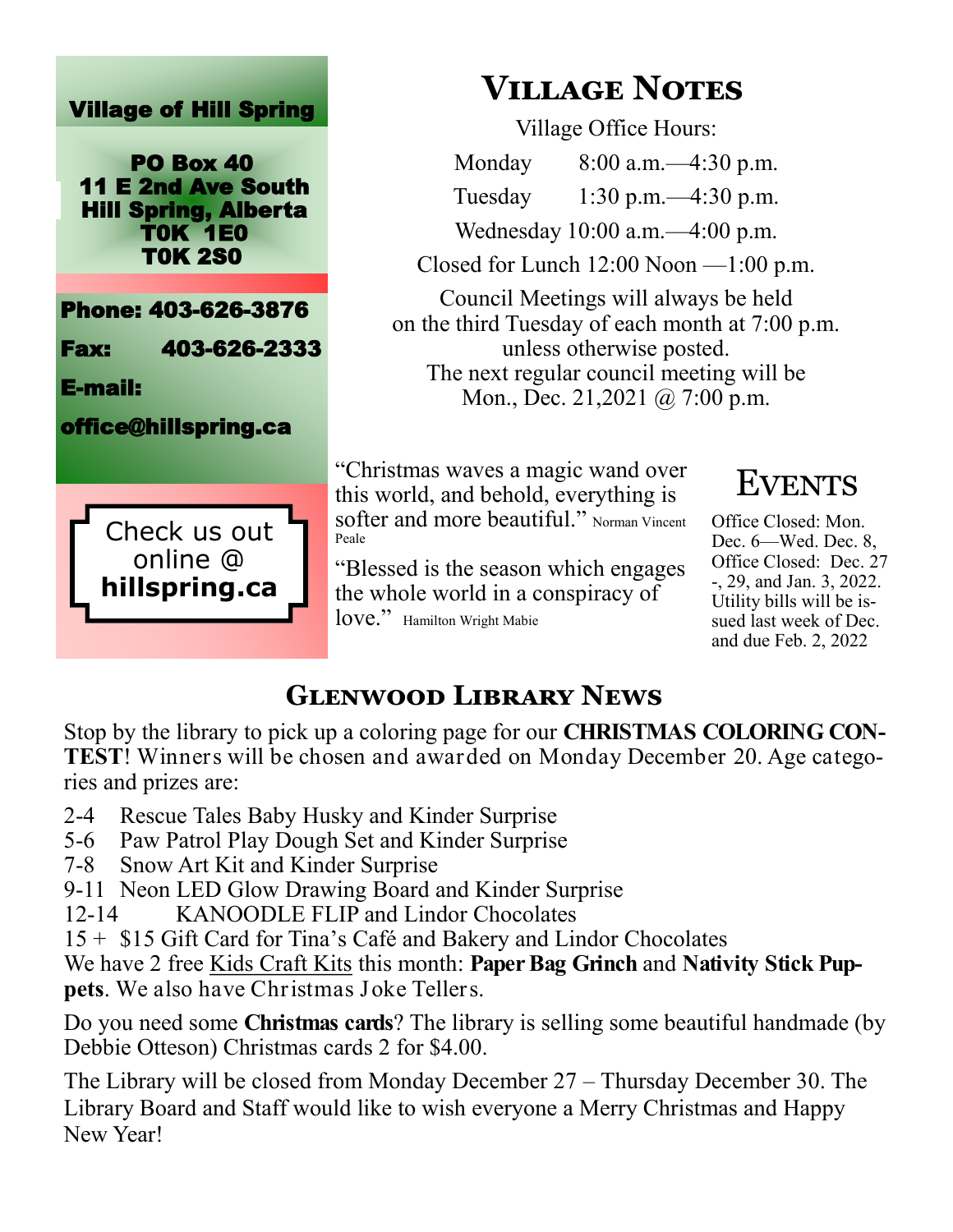**Village of Hill Spring**

**PO Box 40**
**11 E 2nd Ave South**
**Hill Spring, Alberta**
**T0K 1E0**
**T0K 2S0**

**Phone: 403-626-3876**

**Fax: 403-626-2333**

**E-mail:**

**office@hillspring.ca**

Check us out online @ **hillspring.ca**

# Village Notes

Village Office Hours:

Monday 8:00 a.m.—4:30 p.m.

Tuesday 1:30 p.m.—4:30 p.m.

Wednesday 10:00 a.m.—4:00 p.m.

Closed for Lunch 12:00 Noon —1:00 p.m.

Council Meetings will always be held on the third Tuesday of each month at 7:00 p.m. unless otherwise posted. The next regular council meeting will be Mon., Dec. 21,2021 @ 7:00 p.m.

"Christmas waves a magic wand over this world, and behold, everything is softer and more beautiful." Norman Vincent Peale

"Blessed is the season which engages the whole world in a conspiracy of love." Hamilton Wright Mabie

# Events

Office Closed: Mon. Dec. 6—Wed. Dec. 8, Office Closed: Dec. 27 -, 29, and Jan. 3, 2022. Utility bills will be issued last week of Dec. and due Feb. 2, 2022

# Glenwood Library News

Stop by the library to pick up a coloring page for our **CHRISTMAS COLORING CONTEST**! Winners will be chosen and awarded on Monday December 20. Age categories and prizes are:

- 2-4 Rescue Tales Baby Husky and Kinder Surprise
- 5-6 Paw Patrol Play Dough Set and Kinder Surprise
- 7-8 Snow Art Kit and Kinder Surprise
- 9-11 Neon LED Glow Drawing Board and Kinder Surprise
- 12-14 KANOODLE FLIP and Lindor Chocolates
- 15 + $15 Gift Card for Tina's Café and Bakery and Lindor Chocolates

We have 2 free Kids Craft Kits this month: **Paper Bag Grinch** and **Nativity Stick Puppets**. We also have Christmas Joke Tellers.

Do you need some **Christmas cards**? The library is selling some beautiful handmade (by Debbie Otteson) Christmas cards 2 for $4.00.

The Library will be closed from Monday December 27 – Thursday December 30. The Library Board and Staff would like to wish everyone a Merry Christmas and Happy New Year!